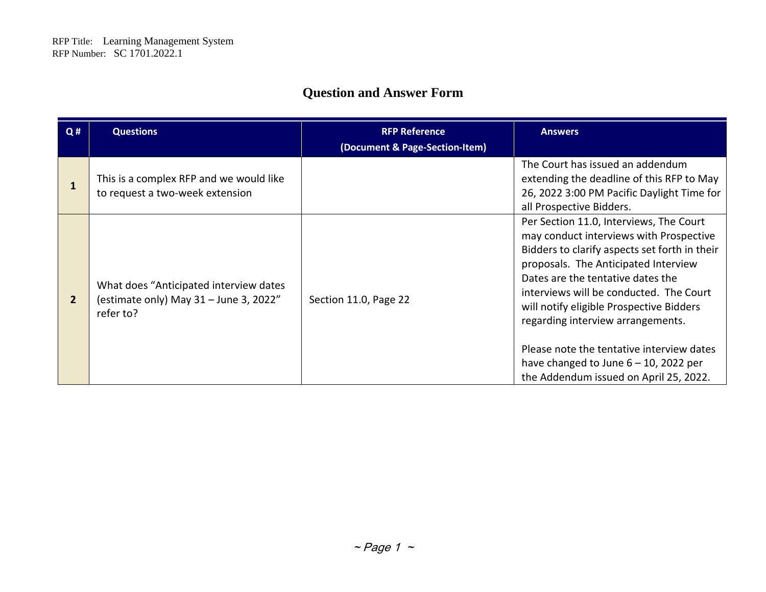RFP Title: Learning Management System
RFP Number: SC 1701.2022.1

# Question and Answer Form

| Q # | Questions | RFP Reference (Document & Page-Section-Item) | Answers |
|---|---|---|---|
| **1** | This is a complex RFP and we would like to request a two-week extension | | The Court has issued an addendum extending the deadline of this RFP to May 26, 2022 3:00 PM Pacific Daylight Time for all Prospective Bidders. |
| **2** | What does "Anticipated interview dates (estimate only) May 31 – June 3, 2022" refer to? | Section 11.0, Page 22 | Per Section 11.0, Interviews, The Court may conduct interviews with Prospective Bidders to clarify aspects set forth in their proposals. The Anticipated Interview Dates are the tentative dates the interviews will be conducted. The Court will notify eligible Prospective Bidders regarding interview arrangements.<br><br>Please note the tentative interview dates have changed to June 6 – 10, 2022 per the Addendum issued on April 25, 2022. |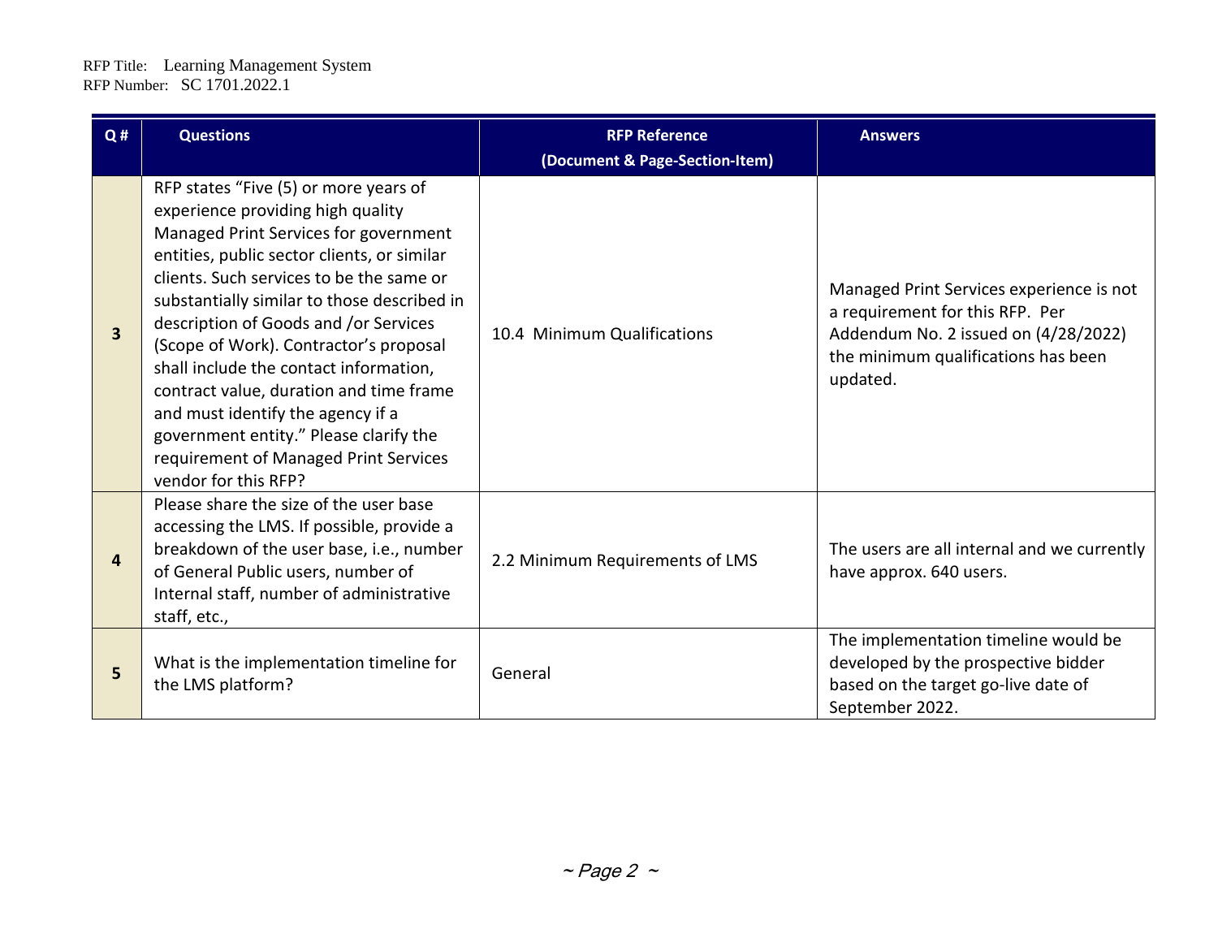RFP Title: Learning Management System
RFP Number: SC 1701.2022.1

| Q # | Questions | RFP Reference (Document & Page-Section-Item) | Answers |
|---|---|---|---|
| 3 | RFP states "Five (5) or more years of experience providing high quality Managed Print Services for government entities, public sector clients, or similar clients. Such services to be the same or substantially similar to those described in description of Goods and /or Services (Scope of Work). Contractor's proposal shall include the contact information, contract value, duration and time frame and must identify the agency if a government entity." Please clarify the requirement of Managed Print Services vendor for this RFP? | 10.4 Minimum Qualifications | Managed Print Services experience is not a requirement for this RFP. Per Addendum No. 2 issued on (4/28/2022) the minimum qualifications has been updated. |
| 4 | Please share the size of the user base accessing the LMS. If possible, provide a breakdown of the user base, i.e., number of General Public users, number of Internal staff, number of administrative staff, etc., | 2.2 Minimum Requirements of LMS | The users are all internal and we currently have approx. 640 users. |
| 5 | What is the implementation timeline for the LMS platform? | General | The implementation timeline would be developed by the prospective bidder based on the target go-live date of September 2022. |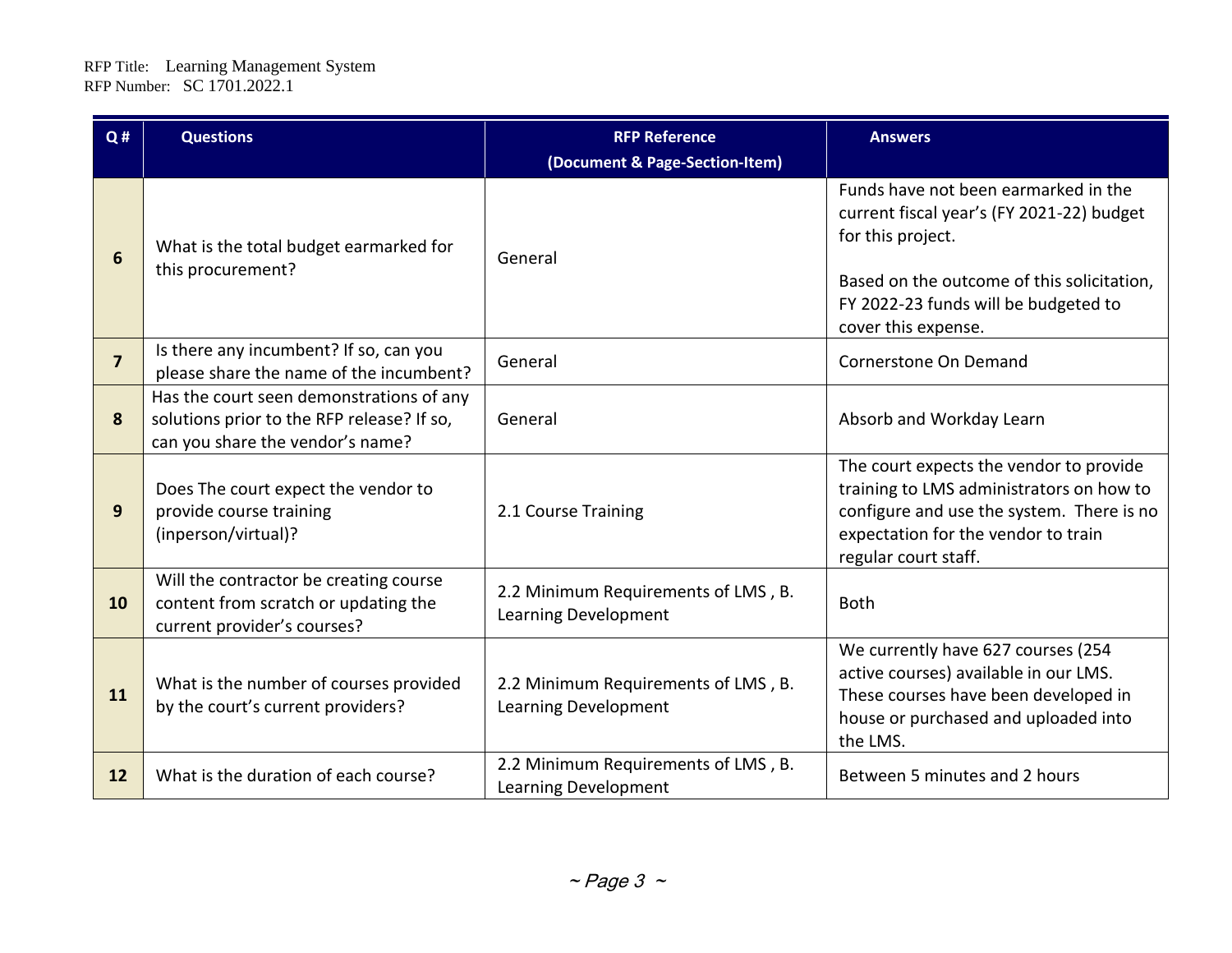| Q # | Questions | RFP Reference (Document & Page-Section-Item) | Answers |
|---|---|---|---|
| 6 | What is the total budget earmarked for this procurement? | General | Funds have not been earmarked in the current fiscal year's (FY 2021-22) budget for this project.<br><br>Based on the outcome of this solicitation, FY 2022-23 funds will be budgeted to cover this expense. |
| 7 | Is there any incumbent? If so, can you please share the name of the incumbent? | General | Cornerstone On Demand |
| 8 | Has the court seen demonstrations of any solutions prior to the RFP release? If so, can you share the vendor's name? | General | Absorb and Workday Learn |
| 9 | Does The court expect the vendor to provide course training (inperson/virtual)? | 2.1 Course Training | The court expects the vendor to provide training to LMS administrators on how to configure and use the system. There is no expectation for the vendor to train regular court staff. |
| 10 | Will the contractor be creating course content from scratch or updating the current provider's courses? | 2.2 Minimum Requirements of LMS , B. Learning Development | Both |
| 11 | What is the number of courses provided by the court's current providers? | 2.2 Minimum Requirements of LMS , B. Learning Development | We currently have 627 courses (254 active courses) available in our LMS. These courses have been developed in house or purchased and uploaded into the LMS. |
| 12 | What is the duration of each course? | 2.2 Minimum Requirements of LMS , B. Learning Development | Between 5 minutes and 2 hours |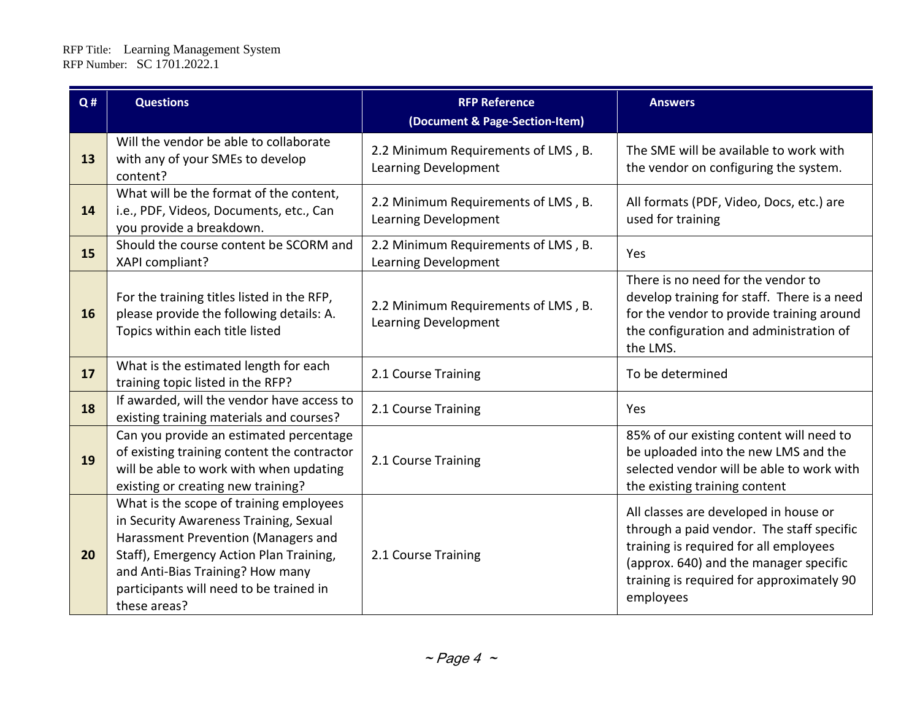| Q # | Questions | RFP Reference (Document & Page-Section-Item) | Answers |
|---|---|---|---|
| 13 | Will the vendor be able to collaborate with any of your SMEs to develop content? | 2.2 Minimum Requirements of LMS , B. Learning Development | The SME will be available to work with the vendor on configuring the system. |
| 14 | What will be the format of the content, i.e., PDF, Videos, Documents, etc., Can you provide a breakdown. | 2.2 Minimum Requirements of LMS , B. Learning Development | All formats (PDF, Video, Docs, etc.) are used for training |
| 15 | Should the course content be SCORM and XAPI compliant? | 2.2 Minimum Requirements of LMS , B. Learning Development | Yes |
| 16 | For the training titles listed in the RFP, please provide the following details: A. Topics within each title listed | 2.2 Minimum Requirements of LMS , B. Learning Development | There is no need for the vendor to develop training for staff. There is a need for the vendor to provide training around the configuration and administration of the LMS. |
| 17 | What is the estimated length for each training topic listed in the RFP? | 2.1 Course Training | To be determined |
| 18 | If awarded, will the vendor have access to existing training materials and courses? | 2.1 Course Training | Yes |
| 19 | Can you provide an estimated percentage of existing training content the contractor will be able to work with when updating existing or creating new training? | 2.1 Course Training | 85% of our existing content will need to be uploaded into the new LMS and the selected vendor will be able to work with the existing training content |
| 20 | What is the scope of training employees in Security Awareness Training, Sexual Harassment Prevention (Managers and Staff), Emergency Action Plan Training, and Anti-Bias Training? How many participants will need to be trained in these areas? | 2.1 Course Training | All classes are developed in house or through a paid vendor. The staff specific training is required for all employees (approx. 640) and the manager specific training is required for approximately 90 employees |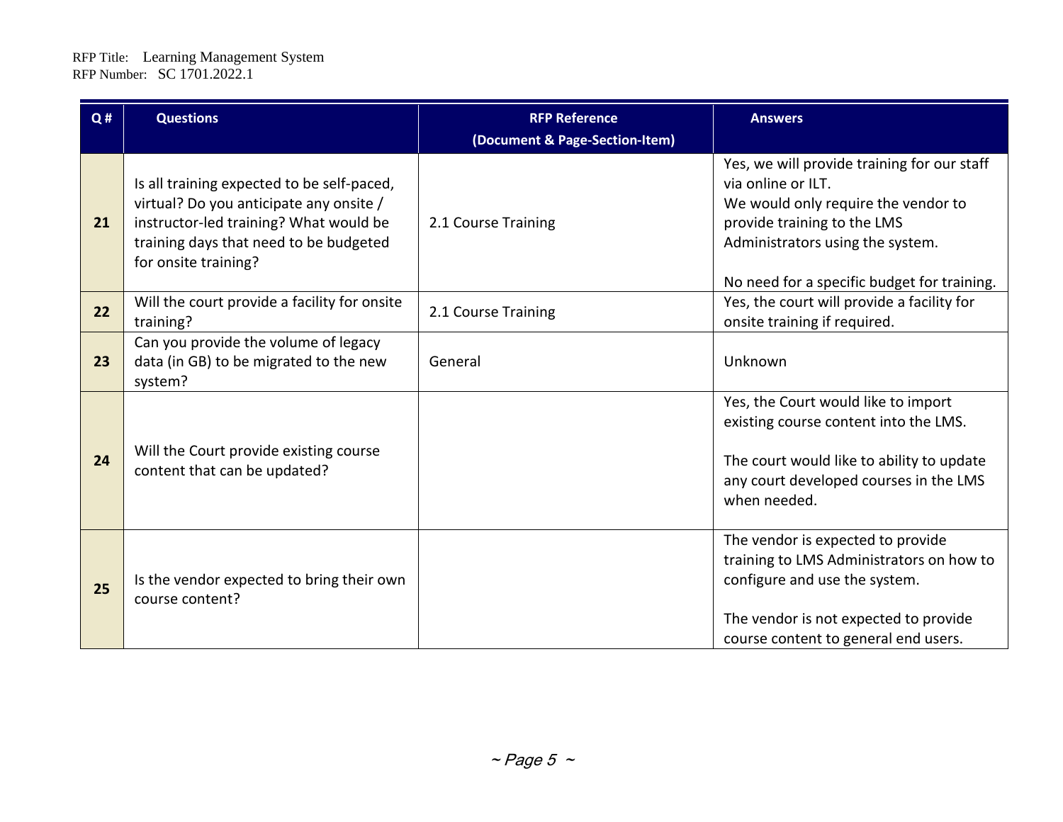| Q # | Questions | RFP Reference (Document & Page-Section-Item) | Answers |
|---|---|---|---|
| 21 | Is all training expected to be self-paced, virtual? Do you anticipate any onsite / instructor-led training? What would be training days that need to be budgeted for onsite training? | 2.1 Course Training | Yes, we will provide training for our staff via online or ILT. We would only require the vendor to provide training to the LMS Administrators using the system. No need for a specific budget for training. |
| 22 | Will the court provide a facility for onsite training? | 2.1 Course Training | Yes, the court will provide a facility for onsite training if required. |
| 23 | Can you provide the volume of legacy data (in GB) to be migrated to the new system? | General | Unknown |
| 24 | Will the Court provide existing course content that can be updated? | | Yes, the Court would like to import existing course content into the LMS. The court would like to ability to update any court developed courses in the LMS when needed. |
| 25 | Is the vendor expected to bring their own course content? | | The vendor is expected to provide training to LMS Administrators on how to configure and use the system. The vendor is not expected to provide course content to general end users. |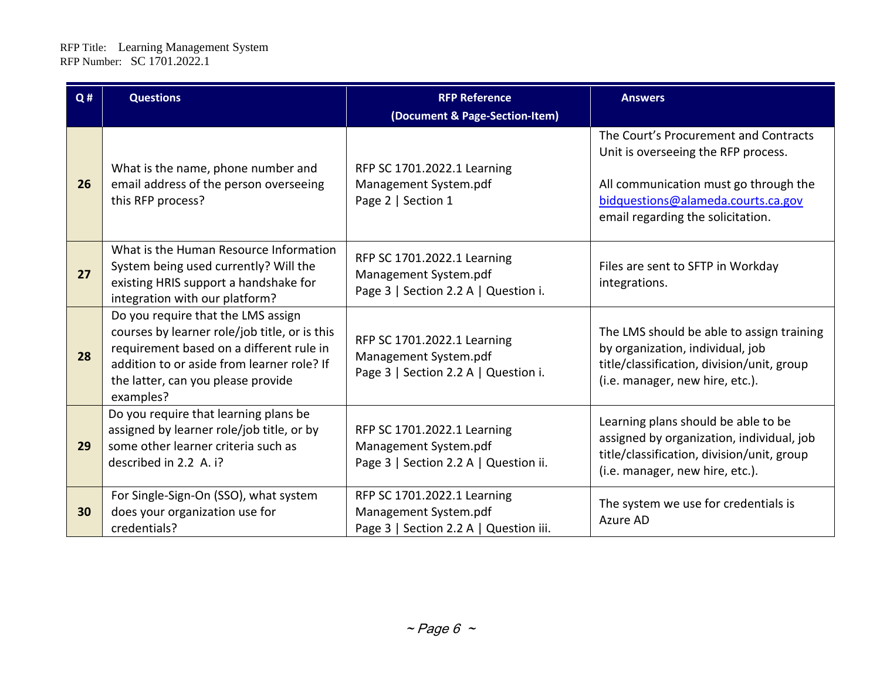RFP Title: Learning Management System
RFP Number: SC 1701.2022.1

| Q # | Questions | RFP Reference (Document & Page-Section-Item) | Answers |
|---|---|---|---|
| 26 | What is the name, phone number and email address of the person overseeing this RFP process? | RFP SC 1701.2022.1 Learning Management System.pdf Page 2 \| Section 1 | The Court's Procurement and Contracts Unit is overseeing the RFP process.<br><br>All communication must go through the bidquestions@alameda.courts.ca.gov email regarding the solicitation. |
| 27 | What is the Human Resource Information System being used currently? Will the existing HRIS support a handshake for integration with our platform? | RFP SC 1701.2022.1 Learning Management System.pdf Page 3 \| Section 2.2 A \| Question i. | Files are sent to SFTP in Workday integrations. |
| 28 | Do you require that the LMS assign courses by learner role/job title, or is this requirement based on a different rule in addition to or aside from learner role? If the latter, can you please provide examples? | RFP SC 1701.2022.1 Learning Management System.pdf Page 3 \| Section 2.2 A \| Question i. | The LMS should be able to assign training by organization, individual, job title/classification, division/unit, group (i.e. manager, new hire, etc.). |
| 29 | Do you require that learning plans be assigned by learner role/job title, or by some other learner criteria such as described in 2.2 A. i? | RFP SC 1701.2022.1 Learning Management System.pdf Page 3 \| Section 2.2 A \| Question ii. | Learning plans should be able to be assigned by organization, individual, job title/classification, division/unit, group (i.e. manager, new hire, etc.). |
| 30 | For Single-Sign-On (SSO), what system does your organization use for credentials? | RFP SC 1701.2022.1 Learning Management System.pdf Page 3 \| Section 2.2 A \| Question iii. | The system we use for credentials is Azure AD |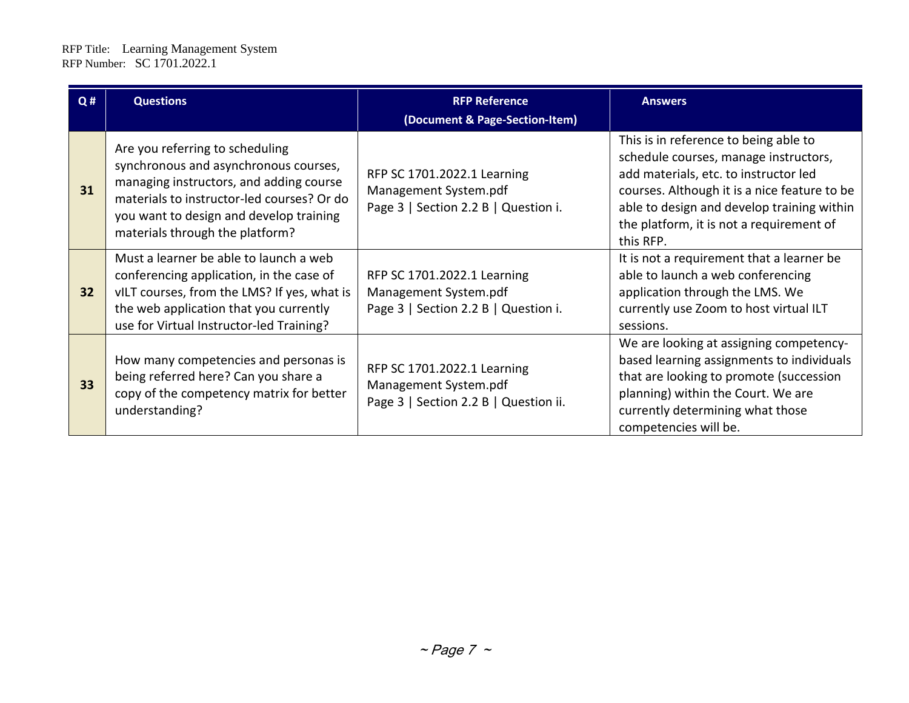| Q # | Questions | RFP Reference (Document & Page-Section-Item) | Answers |
|---|---|---|---|
| 31 | Are you referring to scheduling synchronous and asynchronous courses, managing instructors, and adding course materials to instructor-led courses? Or do you want to design and develop training materials through the platform? | RFP SC 1701.2022.1 Learning Management System.pdf Page 3 \| Section 2.2 B \| Question i. | This is in reference to being able to schedule courses, manage instructors, add materials, etc. to instructor led courses. Although it is a nice feature to be able to design and develop training within the platform, it is not a requirement of this RFP. |
| 32 | Must a learner be able to launch a web conferencing application, in the case of vILT courses, from the LMS? If yes, what is the web application that you currently use for Virtual Instructor-led Training? | RFP SC 1701.2022.1 Learning Management System.pdf Page 3 \| Section 2.2 B \| Question i. | It is not a requirement that a learner be able to launch a web conferencing application through the LMS. We currently use Zoom to host virtual ILT sessions. |
| 33 | How many competencies and personas is being referred here? Can you share a copy of the competency matrix for better understanding? | RFP SC 1701.2022.1 Learning Management System.pdf Page 3 \| Section 2.2 B \| Question ii. | We are looking at assigning competency-based learning assignments to individuals that are looking to promote (succession planning) within the Court. We are currently determining what those competencies will be. |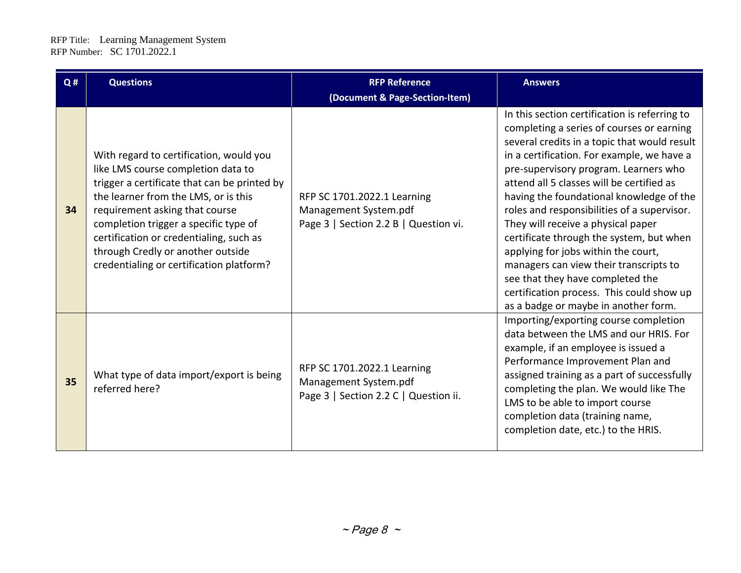RFP Title: Learning Management System
RFP Number: SC 1701.2022.1

| Q # | Questions | RFP Reference (Document & Page-Section-Item) | Answers |
|---|---|---|---|
| 34 | With regard to certification, would you like LMS course completion data to trigger a certificate that can be printed by the learner from the LMS, or is this requirement asking that course completion trigger a specific type of certification or credentialing, such as through Credly or another outside credentialing or certification platform? | RFP SC 1701.2022.1 Learning Management System.pdf Page 3 \| Section 2.2 B \| Question vi. | In this section certification is referring to completing a series of courses or earning several credits in a topic that would result in a certification. For example, we have a pre-supervisory program. Learners who attend all 5 classes will be certified as having the foundational knowledge of the roles and responsibilities of a supervisor. They will receive a physical paper certificate through the system, but when applying for jobs within the court, managers can view their transcripts to see that they have completed the certification process. This could show up as a badge or maybe in another form. |
| 35 | What type of data import/export is being referred here? | RFP SC 1701.2022.1 Learning Management System.pdf Page 3 \| Section 2.2 C \| Question ii. | Importing/exporting course completion data between the LMS and our HRIS. For example, if an employee is issued a Performance Improvement Plan and assigned training as a part of successfully completing the plan. We would like The LMS to be able to import course completion data (training name, completion date, etc.) to the HRIS. |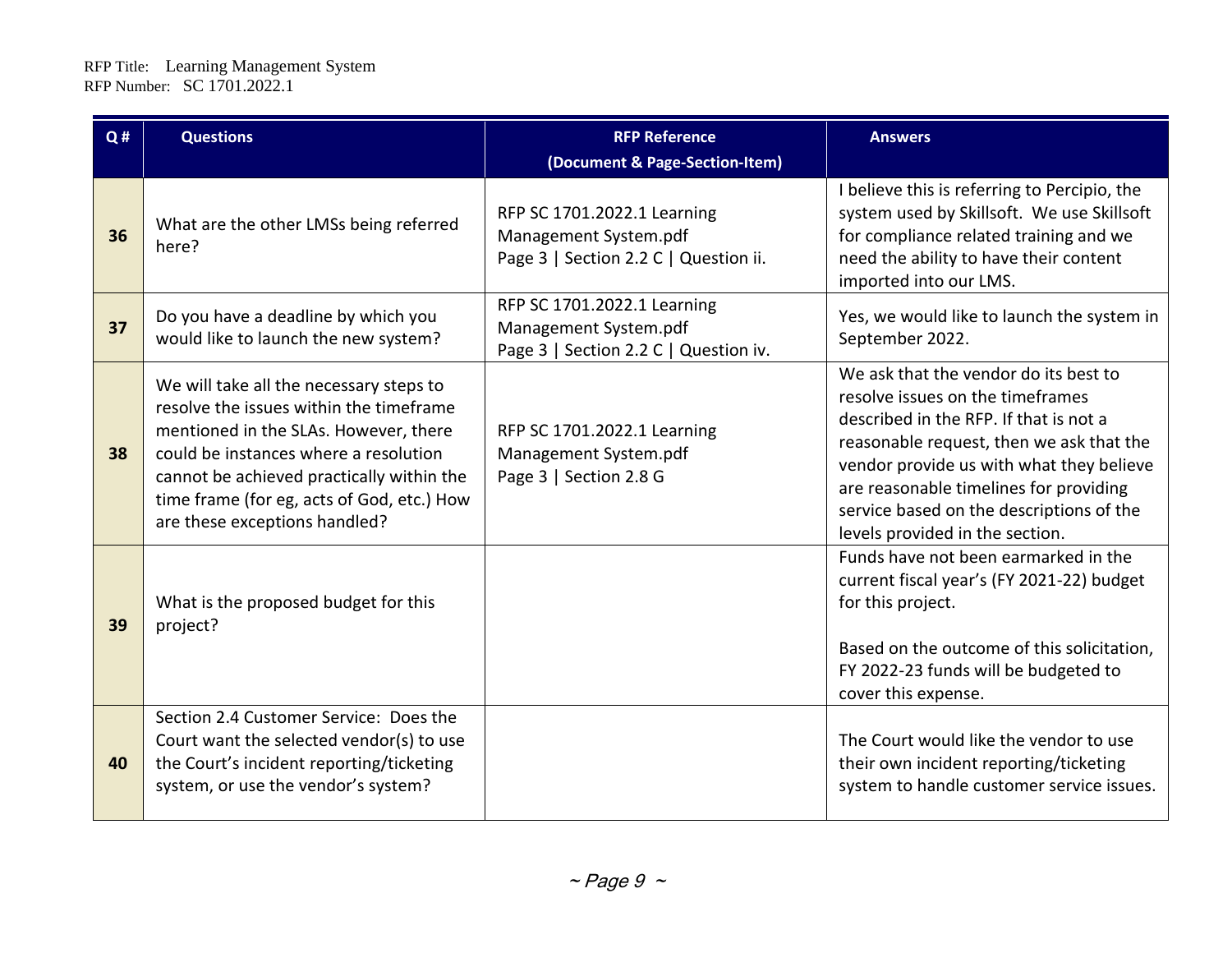RFP Title: Learning Management System
RFP Number: SC 1701.2022.1

| Q # | Questions | RFP Reference (Document & Page-Section-Item) | Answers |
|---|---|---|---|
| **36** | What are the other LMSs being referred here? | RFP SC 1701.2022.1 Learning Management System.pdf Page 3 \| Section 2.2 C \| Question ii. | I believe this is referring to Percipio, the system used by Skillsoft. We use Skillsoft for compliance related training and we need the ability to have their content imported into our LMS. |
| **37** | Do you have a deadline by which you would like to launch the new system? | RFP SC 1701.2022.1 Learning Management System.pdf Page 3 \| Section 2.2 C \| Question iv. | Yes, we would like to launch the system in September 2022. |
| **38** | We will take all the necessary steps to resolve the issues within the timeframe mentioned in the SLAs. However, there could be instances where a resolution cannot be achieved practically within the time frame (for eg, acts of God, etc.) How are these exceptions handled? | RFP SC 1701.2022.1 Learning Management System.pdf Page 3 \| Section 2.8 G | We ask that the vendor do its best to resolve issues on the timeframes described in the RFP. If that is not a reasonable request, then we ask that the vendor provide us with what they believe are reasonable timelines for providing service based on the descriptions of the levels provided in the section. |
| **39** | What is the proposed budget for this project? | | Funds have not been earmarked in the current fiscal year's (FY 2021-22) budget for this project.<br><br>Based on the outcome of this solicitation, FY 2022-23 funds will be budgeted to cover this expense. |
| **40** | Section 2.4 Customer Service: Does the Court want the selected vendor(s) to use the Court's incident reporting/ticketing system, or use the vendor's system? | | The Court would like the vendor to use their own incident reporting/ticketing system to handle customer service issues. |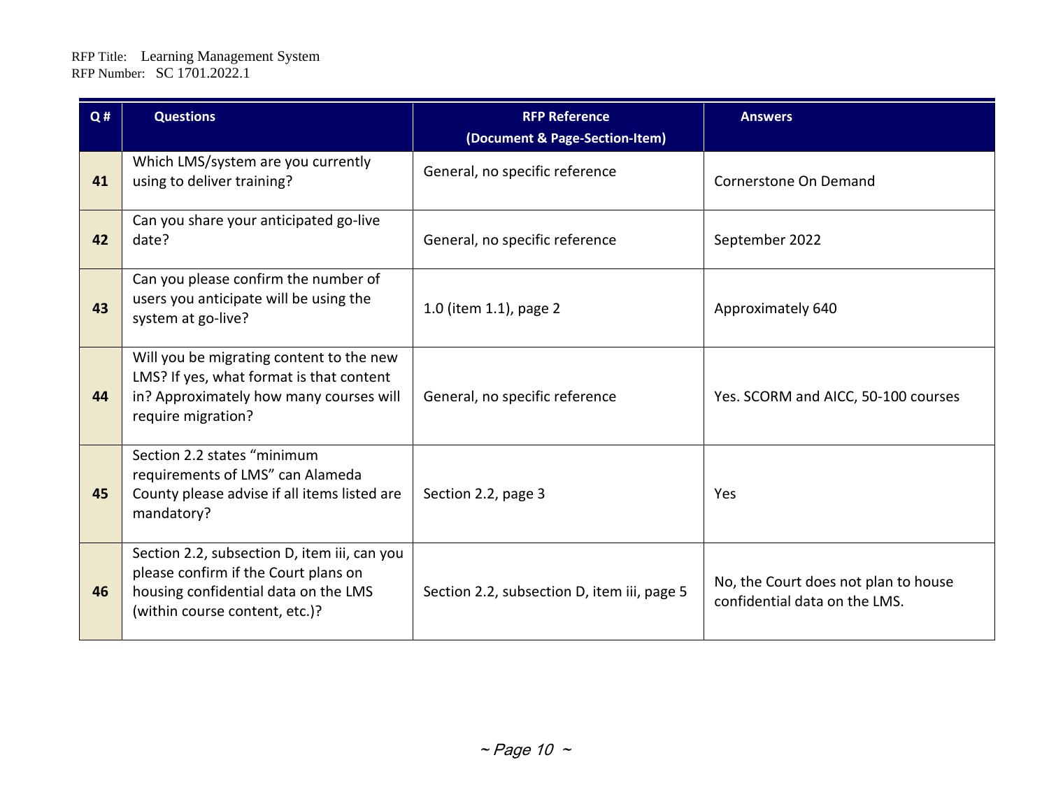RFP Title: Learning Management System
RFP Number: SC 1701.2022.1

| Q # | Questions | RFP Reference (Document & Page-Section-Item) | Answers |
|---|---|---|---|
| 41 | Which LMS/system are you currently using to deliver training? | General, no specific reference | Cornerstone On Demand |
| 42 | Can you share your anticipated go-live date? | General, no specific reference | September 2022 |
| 43 | Can you please confirm the number of users you anticipate will be using the system at go-live? | 1.0 (item 1.1), page 2 | Approximately 640 |
| 44 | Will you be migrating content to the new LMS? If yes, what format is that content in? Approximately how many courses will require migration? | General, no specific reference | Yes. SCORM and AICC, 50-100 courses |
| 45 | Section 2.2 states "minimum requirements of LMS" can Alameda County please advise if all items listed are mandatory? | Section 2.2, page 3 | Yes |
| 46 | Section 2.2, subsection D, item iii, can you please confirm if the Court plans on housing confidential data on the LMS (within course content, etc.)? | Section 2.2, subsection D, item iii, page 5 | No, the Court does not plan to house confidential data on the LMS. |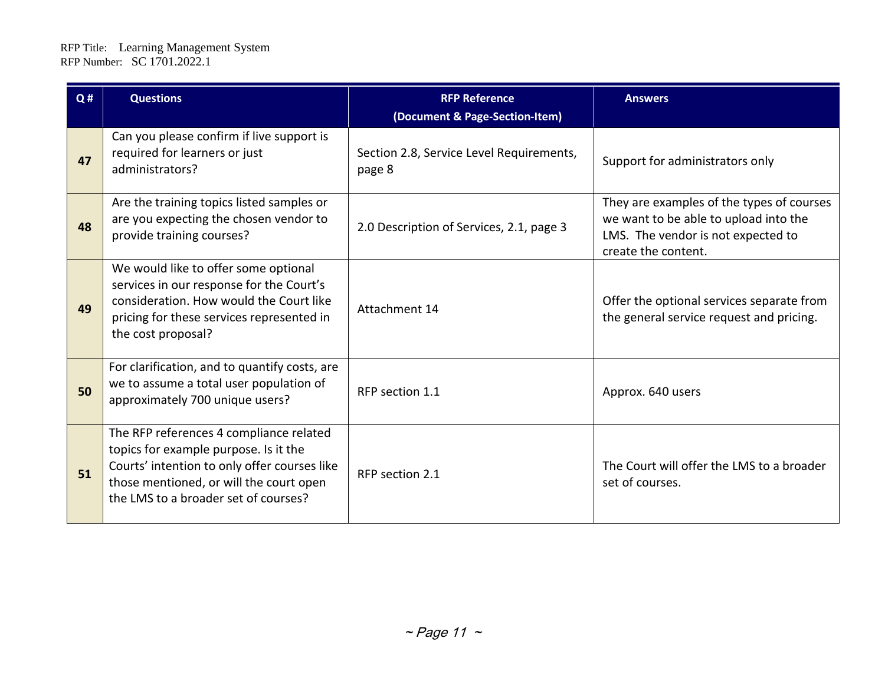| Q # | Questions | RFP Reference (Document & Page-Section-Item) | Answers |
|---|---|---|---|
| 47 | Can you please confirm if live support is required for learners or just administrators? | Section 2.8, Service Level Requirements, page 8 | Support for administrators only |
| 48 | Are the training topics listed samples or are you expecting the chosen vendor to provide training courses? | 2.0 Description of Services, 2.1, page 3 | They are examples of the types of courses we want to be able to upload into the LMS. The vendor is not expected to create the content. |
| 49 | We would like to offer some optional services in our response for the Court's consideration. How would the Court like pricing for these services represented in the cost proposal? | Attachment 14 | Offer the optional services separate from the general service request and pricing. |
| 50 | For clarification, and to quantify costs, are we to assume a total user population of approximately 700 unique users? | RFP section 1.1 | Approx. 640 users |
| 51 | The RFP references 4 compliance related topics for example purpose. Is it the Courts' intention to only offer courses like those mentioned, or will the court open the LMS to a broader set of courses? | RFP section 2.1 | The Court will offer the LMS to a broader set of courses. |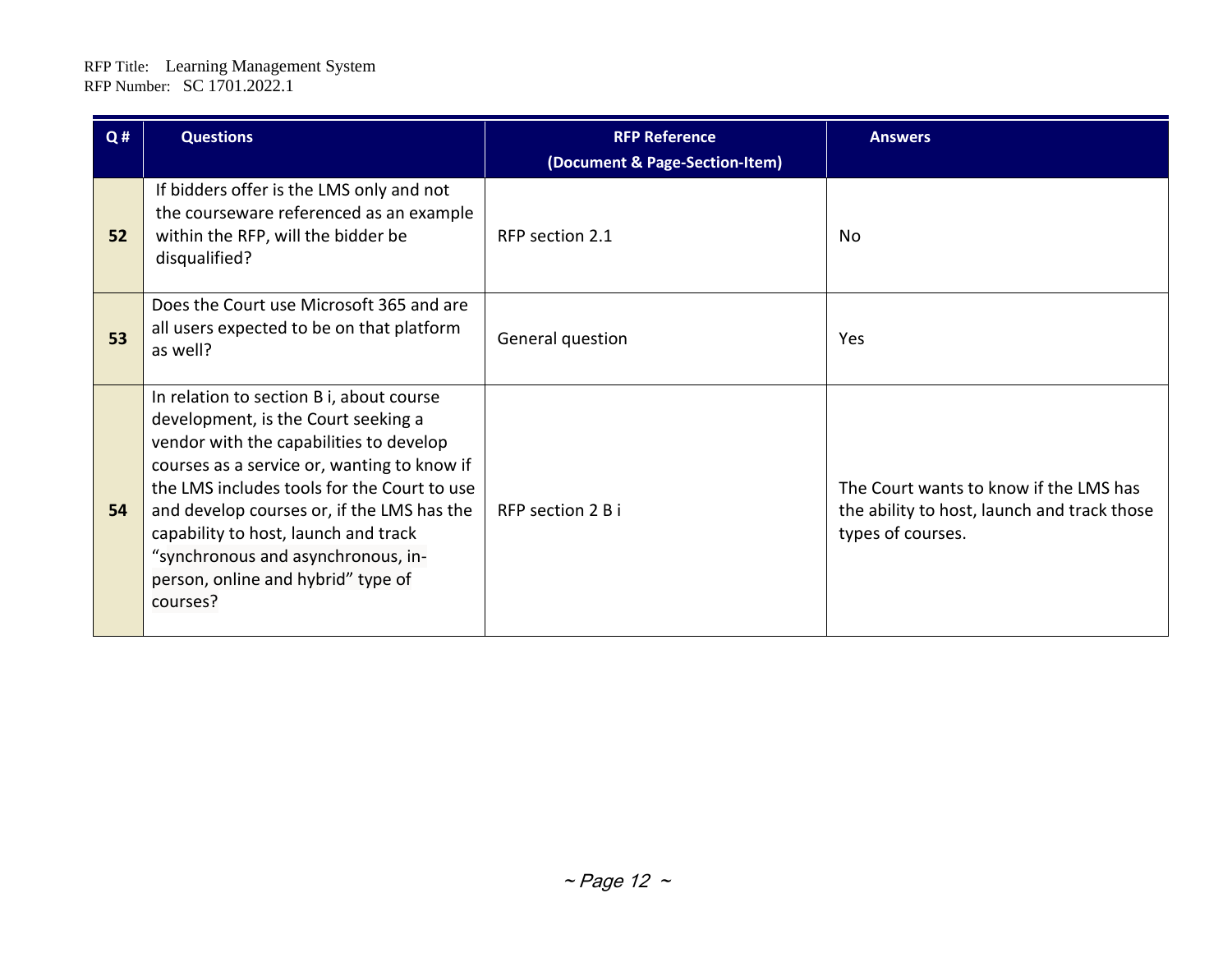| Q # | Questions | RFP Reference (Document & Page-Section-Item) | Answers |
|---|---|---|---|
| 52 | If bidders offer is the LMS only and not the courseware referenced as an example within the RFP, will the bidder be disqualified? | RFP section 2.1 | No |
| 53 | Does the Court use Microsoft 365 and are all users expected to be on that platform as well? | General question | Yes |
| 54 | In relation to section B i, about course development, is the Court seeking a vendor with the capabilities to develop courses as a service or, wanting to know if the LMS includes tools for the Court to use and develop courses or, if the LMS has the capability to host, launch and track "synchronous and asynchronous, in-person, online and hybrid" type of courses? | RFP section 2 B i | The Court wants to know if the LMS has the ability to host, launch and track those types of courses. |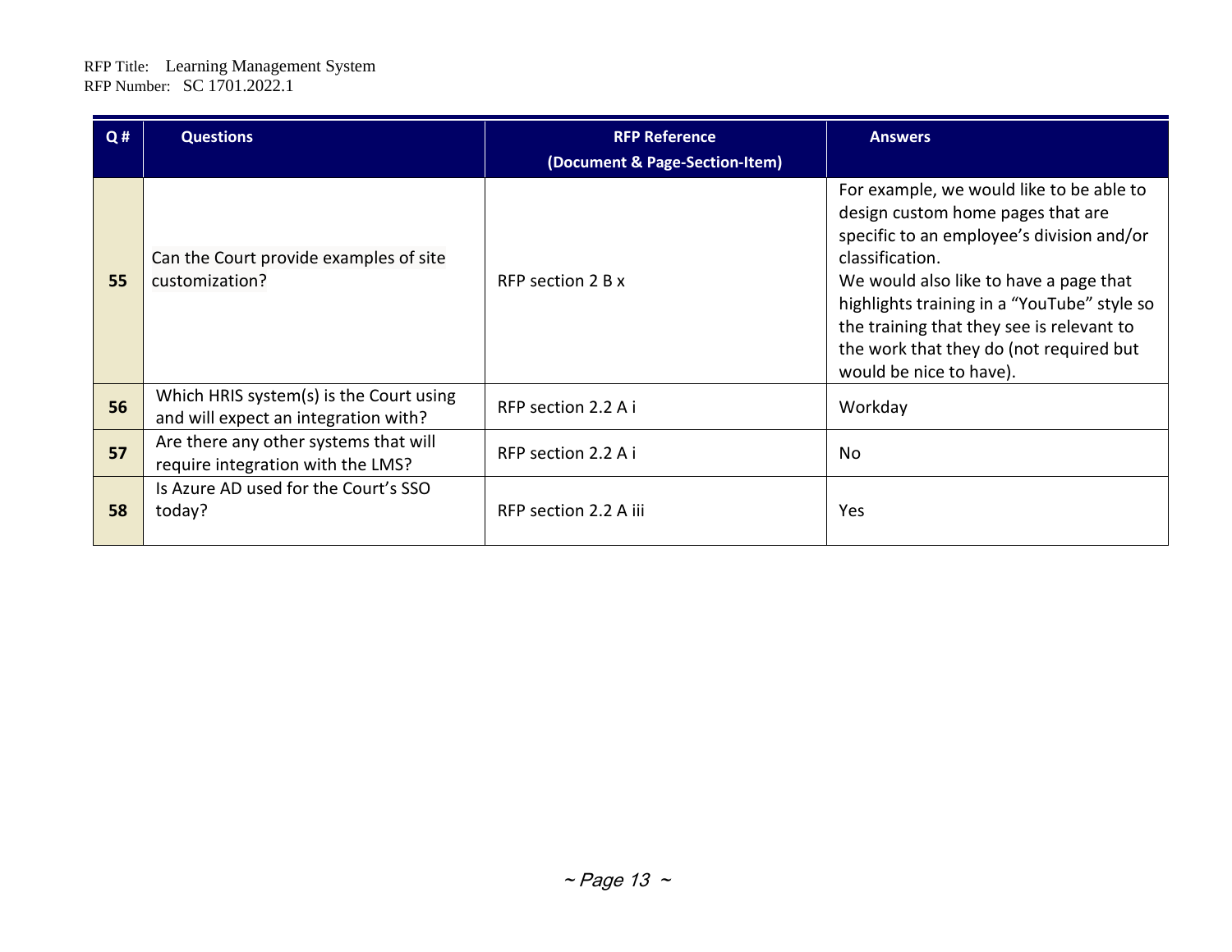| Q # | Questions | RFP Reference (Document & Page-Section-Item) | Answers |
|---|---|---|---|
| 55 | Can the Court provide examples of site customization? | RFP section 2 B x | For example, we would like to be able to design custom home pages that are specific to an employee's division and/or classification.<br>We would also like to have a page that highlights training in a "YouTube" style so the training that they see is relevant to the work that they do (not required but would be nice to have). |
| 56 | Which HRIS system(s) is the Court using and will expect an integration with? | RFP section 2.2 A i | Workday |
| 57 | Are there any other systems that will require integration with the LMS? | RFP section 2.2 A i | No |
| 58 | Is Azure AD used for the Court's SSO today? | RFP section 2.2 A iii | Yes |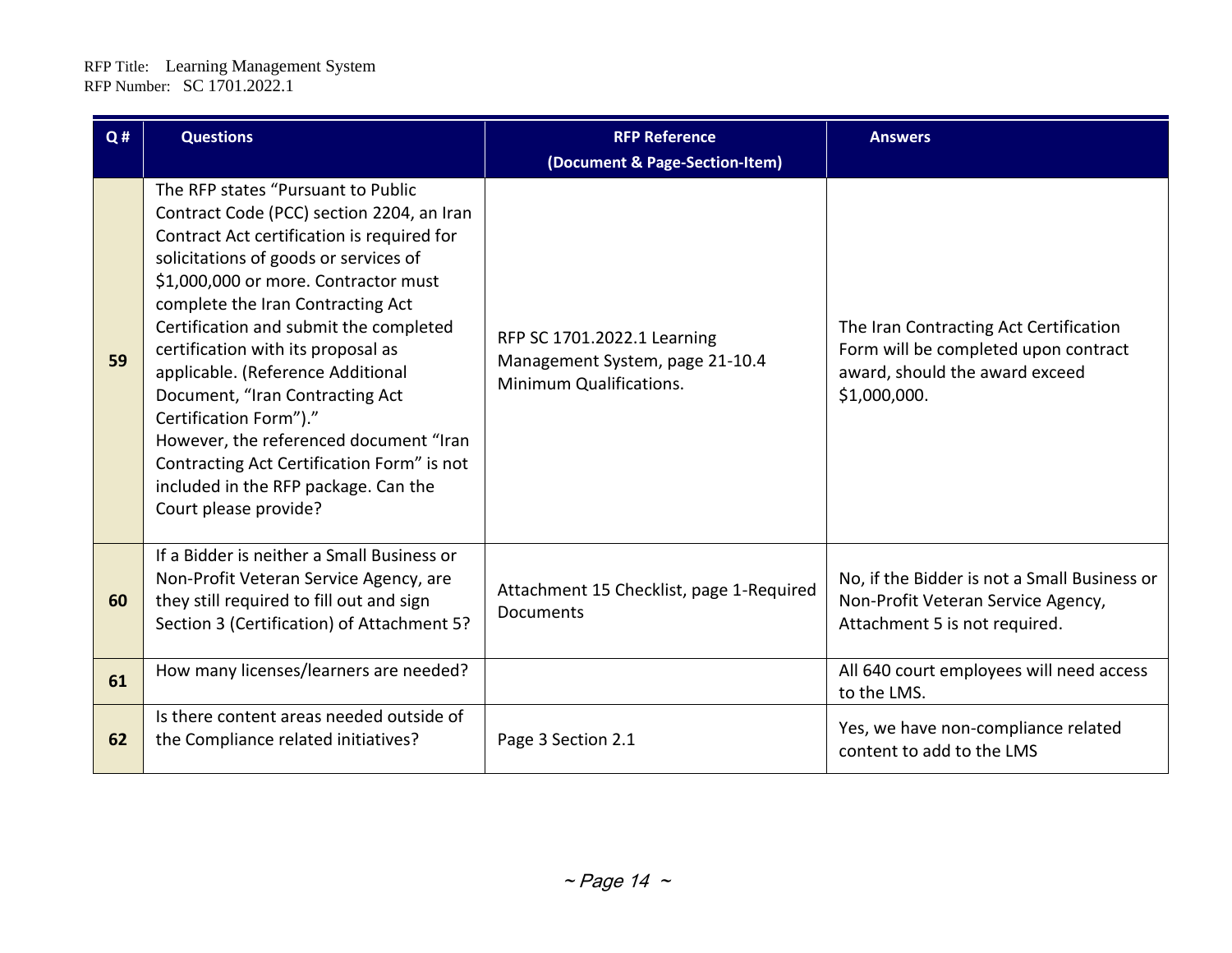RFP Title: Learning Management System
RFP Number: SC 1701.2022.1

| Q # | Questions | RFP Reference (Document & Page-Section-Item) | Answers |
|---|---|---|---|
| 59 | The RFP states "Pursuant to Public Contract Code (PCC) section 2204, an Iran Contract Act certification is required for solicitations of goods or services of $1,000,000 or more. Contractor must complete the Iran Contracting Act Certification and submit the completed certification with its proposal as applicable. (Reference Additional Document, "Iran Contracting Act Certification Form")." However, the referenced document "Iran Contracting Act Certification Form" is not included in the RFP package. Can the Court please provide? | RFP SC 1701.2022.1 Learning Management System, page 21-10.4 Minimum Qualifications. | The Iran Contracting Act Certification Form will be completed upon contract award, should the award exceed $1,000,000. |
| 60 | If a Bidder is neither a Small Business or Non-Profit Veteran Service Agency, are they still required to fill out and sign Section 3 (Certification) of Attachment 5? | Attachment 15 Checklist, page 1-Required Documents | No, if the Bidder is not a Small Business or Non-Profit Veteran Service Agency, Attachment 5 is not required. |
| 61 | How many licenses/learners are needed? | | All 640 court employees will need access to the LMS. |
| 62 | Is there content areas needed outside of the Compliance related initiatives? | Page 3 Section 2.1 | Yes, we have non-compliance related content to add to the LMS |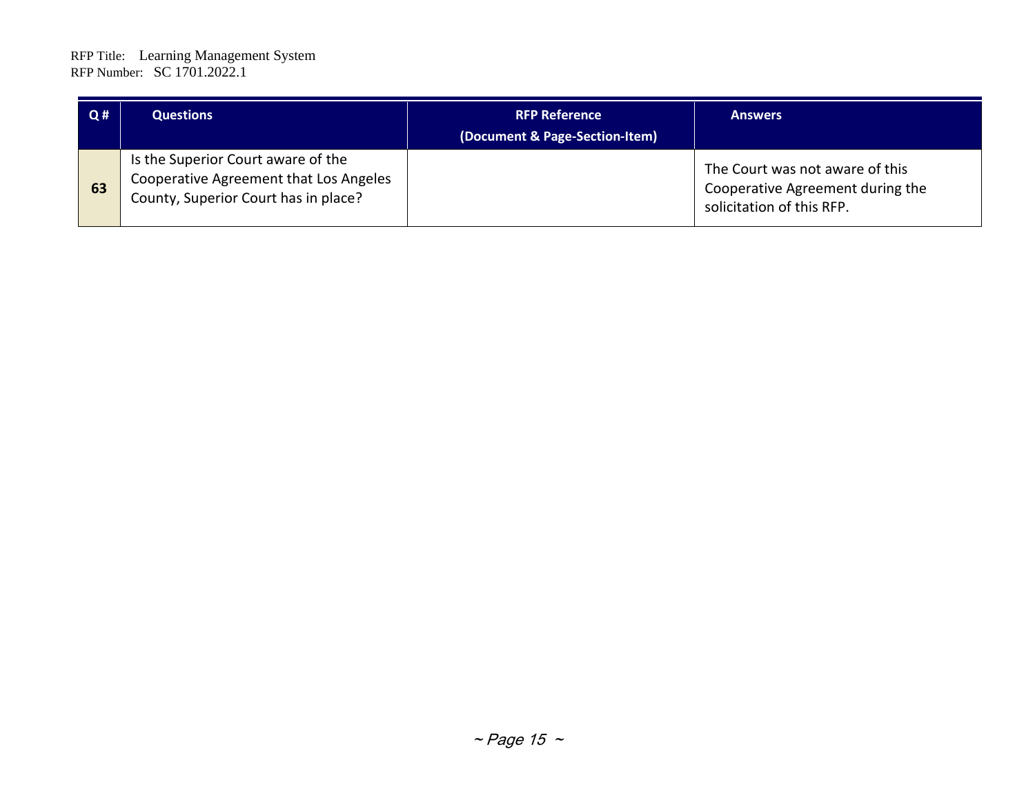| Q # | Questions | RFP Reference (Document & Page-Section-Item) | Answers |
|---|---|---|---|
| 63 | Is the Superior Court aware of the Cooperative Agreement that Los Angeles County, Superior Court has in place? | | The Court was not aware of this Cooperative Agreement during the solicitation of this RFP. |